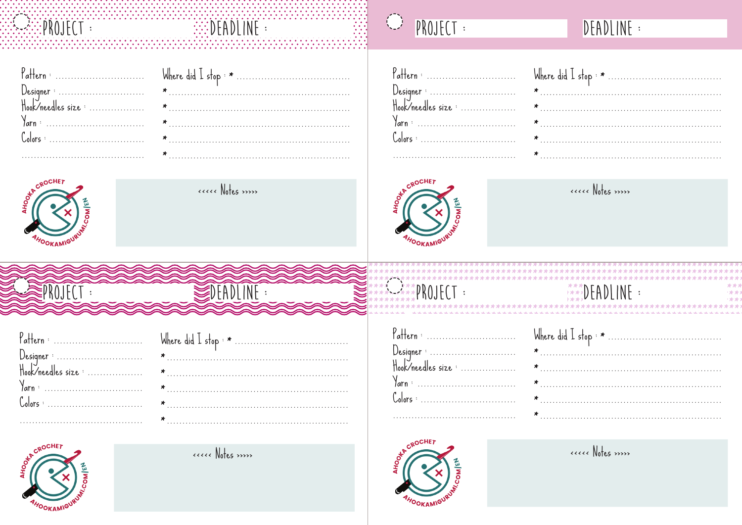PROJECT :

DEADLINE :

Pattern : ............................

Designer : ............................

Hook/needles size : ..................

Yarn : ................................

Colors : ..............................

.........................................

Where did I stop : * ....................................

* ........................................................

* ........................................................

* ........................................................

* ........................................................

* ........................................................

AHOOKA CROCHET
AHOOKAMIGURUMI.COM/EN

<<<<< Notes >>>>>

PROJECT :

DEADLINE :

Pattern : ............................

Designer : ............................

Hook/needles size : ..................

Yarn : ................................

Colors : ..............................

.........................................

Where did I stop : * ....................................

* ........................................................

* ........................................................

* ........................................................

* ........................................................

* ........................................................

AHOOKA CROCHET
AHOOKAMIGURUMI.COM/EN

<<<<< Notes >>>>>

PROJECT :

DEADLINE :

Pattern : ............................

Designer : ............................

Hook/needles size : ..................

Yarn : ................................

Colors : ..............................

.........................................

Where did I stop : * ....................................

* ........................................................

* ........................................................

* ........................................................

* ........................................................

* ........................................................

AHOOKA CROCHET
AHOOKAMIGURUMI.COM/EN

<<<<< Notes >>>>>

PROJECT :

DEADLINE :

Pattern : ............................

Designer : ............................

Hook/needles size : ..................

Yarn : ................................

Colors : ..............................

.........................................

Where did I stop : * ....................................

* ........................................................

* ........................................................

* ........................................................

* ........................................................

* ........................................................

AHOOKA CROCHET
AHOOKAMIGURUMI.COM/EN

<<<<< Notes >>>>>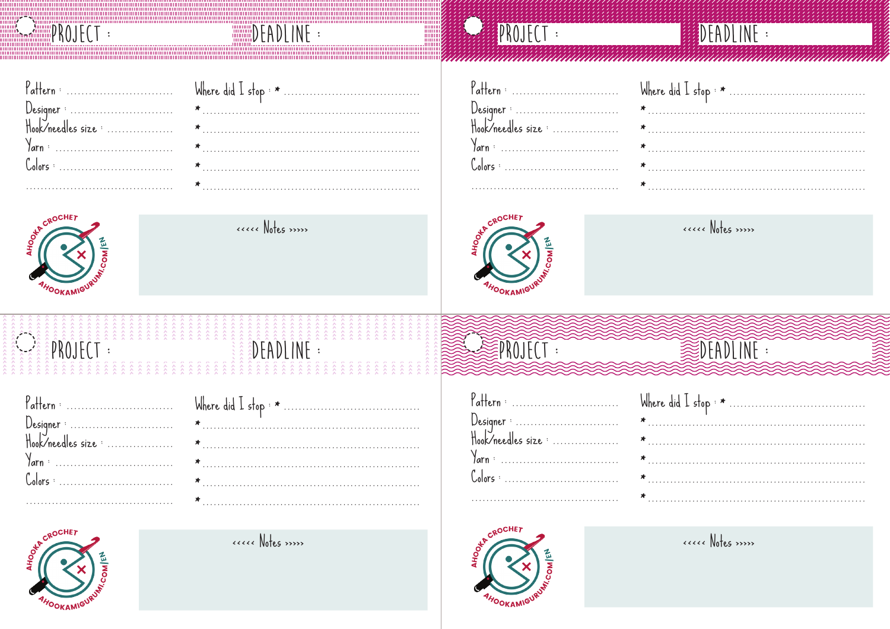PROJECT : DEADLINE :

Pattern : ............................
Designer : ...........................
Hook/needles size : .................
Yarn : ...............................
Colors : .............................
.......................................

Where did I stop : * ....................................
* .........................................................
* .........................................................
* .........................................................
* .........................................................
* .........................................................

AHOOKA CROCHET
AHOOKAMIGURUMI.COM/EN

<<<<< Notes >>>>>

---

PROJECT : DEADLINE :

Pattern : ............................
Designer : ...........................
Hook/needles size : .................
Yarn : ...............................
Colors : .............................
.......................................

Where did I stop : * ....................................
* .........................................................
* .........................................................
* .........................................................
* .........................................................
* .........................................................

AHOOKA CROCHET
AHOOKAMIGURUMI.COM/EN

<<<<< Notes >>>>>

---

PROJECT : DEADLINE :

Pattern : ............................
Designer : ...........................
Hook/needles size : .................
Yarn : ...............................
Colors : .............................
.......................................

Where did I stop : * ....................................
* .........................................................
* .........................................................
* .........................................................
* .........................................................
* .........................................................

AHOOKA CROCHET
AHOOKAMIGURUMI.COM/EN

<<<<< Notes >>>>>

---

PROJECT : DEADLINE :

Pattern : ............................
Designer : ...........................
Hook/needles size : .................
Yarn : ...............................
Colors : .............................
.......................................

Where did I stop : * ....................................
* .........................................................
* .........................................................
* .........................................................
* .........................................................
* .........................................................

AHOOKA CROCHET
AHOOKAMIGURUMI.COM/EN

<<<<< Notes >>>>>